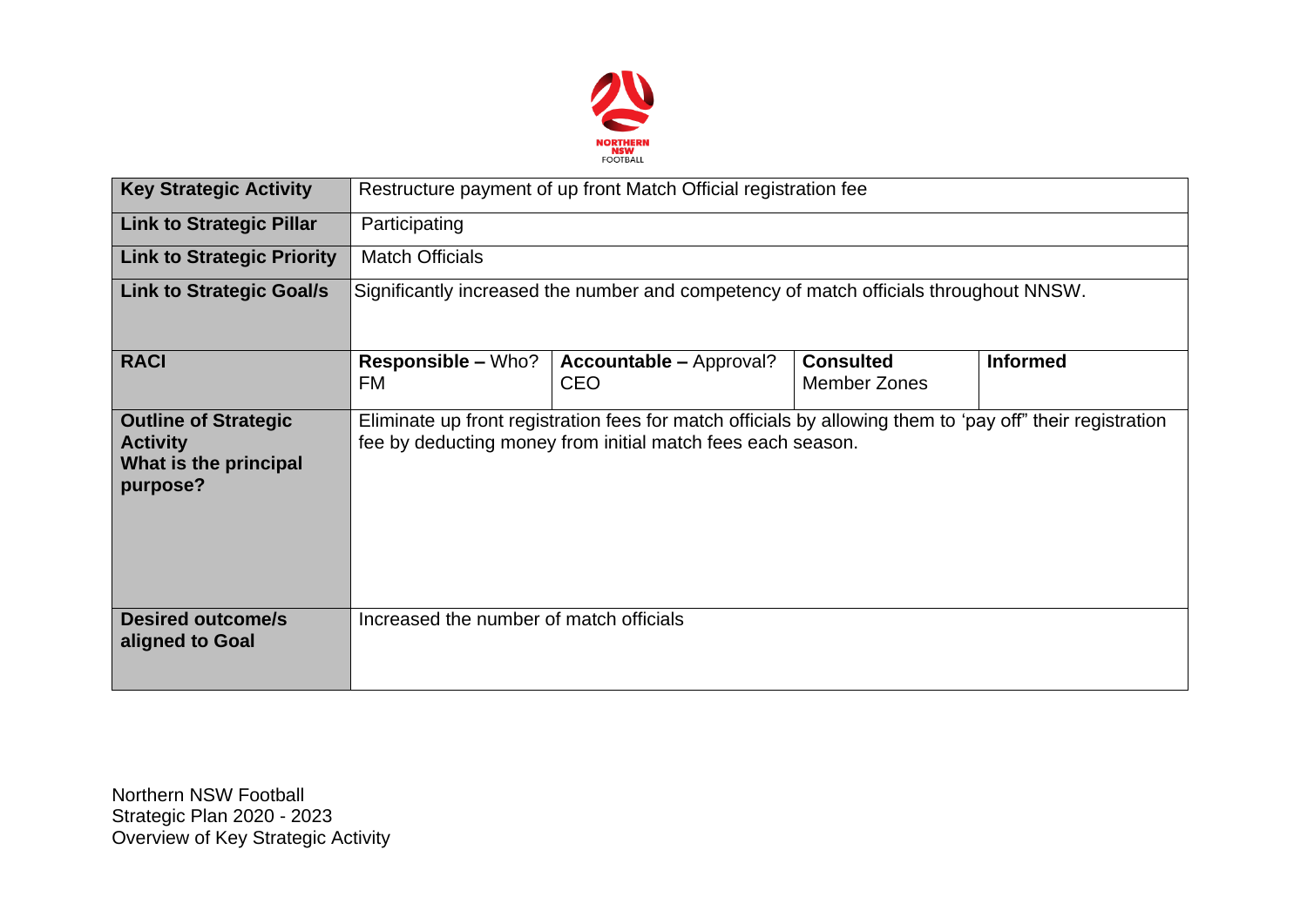| Key Strategic Activity | Restructure payment of up front Match Official registration fee | | | |
| --- | --- | --- | --- | --- |
| Link to Strategic Pillar | Participating | | | |
| Link to Strategic Priority | Match Officials | | | |
| Link to Strategic Goal/s | Significantly increased the number and competency of match officials throughout NNSW. | | | |
| RACI | **Responsible –** Who?<br>FM | **Accountable –** Approval?<br>CEO | **Consulted**<br>Member Zones | **Informed** |
| Outline of Strategic Activity<br>What is the principal purpose? | Eliminate up front registration fees for match officials by allowing them to 'pay off" their registration fee by deducting money from initial match fees each season. | | | |
| Desired outcome/s aligned to Goal | Increased the number of match officials | | | |

Northern NSW Football
Strategic Plan 2020 - 2023
Overview of Key Strategic Activity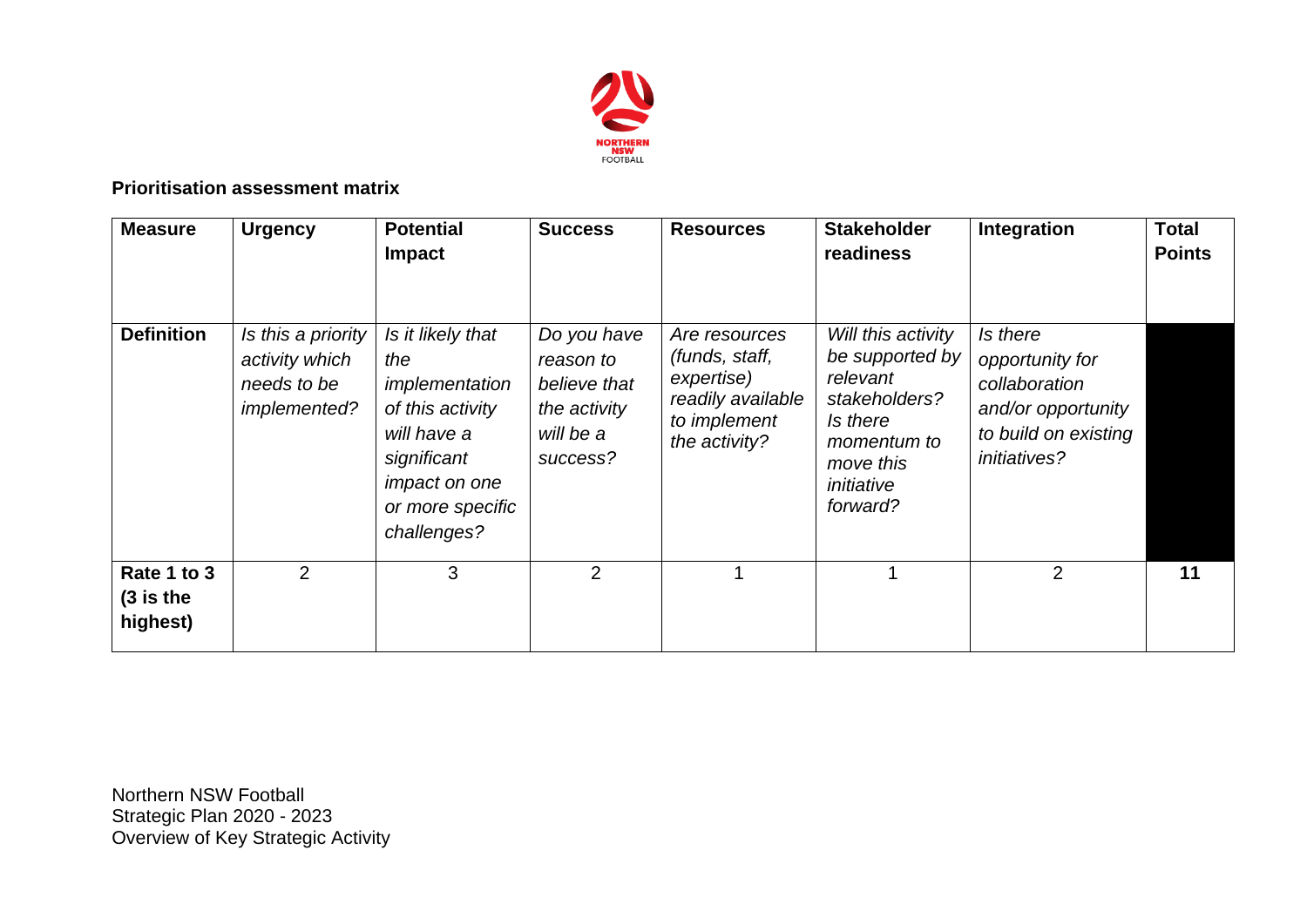**Prioritisation assessment matrix**

| Measure | Urgency | Potential Impact | Success | Resources | Stakeholder readiness | Integration | Total Points |
|---|---|---|---|---|---|---|---|
| **Definition** | *Is this a priority activity which needs to be implemented?* | *Is it likely that the implementation of this activity will have a significant impact on one or more specific challenges?* | *Do you have reason to believe that the activity will be a success?* | *Are resources (funds, staff, expertise) readily available to implement the activity?* | *Will this activity be supported by relevant stakeholders? Is there momentum to move this initiative forward?* | *Is there opportunity for collaboration and/or opportunity to build on existing initiatives?* | |
| **Rate 1 to 3 (3 is the highest)** | 2 | 3 | 2 | 1 | 1 | 2 | **11** |

Northern NSW Football
Strategic Plan 2020 - 2023
Overview of Key Strategic Activity